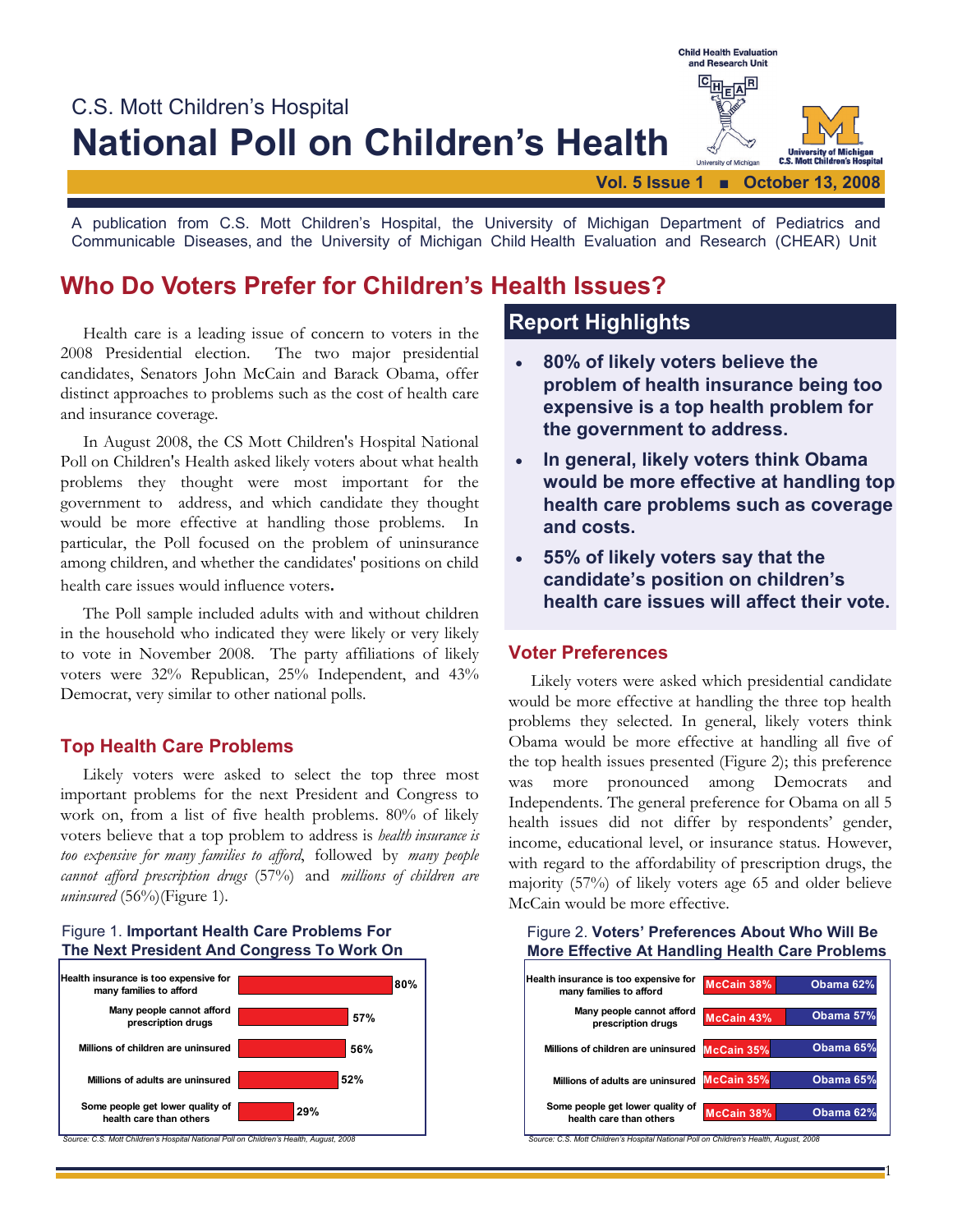C.S. Mott Children's Hospital

# National Poll on Children's Health

Vol. 5 Issue 1 ■ October 13, 2008

A publication from C.S. Mott Children's Hospital, the University of Michigan Department of Pediatrics and Communicable Diseases, and the University of Michigan Child Health Evaluation and Research (CHEAR) Unit

## Who Do Voters Prefer for Children's Health Issues?

Health care is a leading issue of concern to voters in the 2008 Presidential election. The two major presidential candidates, Senators John McCain and Barack Obama, offer distinct approaches to problems such as the cost of health care and insurance coverage.

In August 2008, the CS Mott Children's Hospital National Poll on Children's Health asked likely voters about what health problems they thought were most important for the government to address, and which candidate they thought would be more effective at handling those problems. In particular, the Poll focused on the problem of uninsurance among children, and whether the candidates' positions on child health care issues would influence voters.

The Poll sample included adults with and without children in the household who indicated they were likely or very likely to vote in November 2008. The party affiliations of likely voters were 32% Republican, 25% Independent, and 43% Democrat, very similar to other national polls.

### Top Health Care Problems

Likely voters were asked to select the top three most important problems for the next President and Congress to work on, from a list of five health problems. 80% of likely voters believe that a top problem to address is *health insurance is too expensive for many families to afford*, followed by *many people cannot afford prescription drugs* (57%) and *millions of children are uninsured* (56%)(Figure 1).

Figure 1. **Important Health Care Problems For The Next President And Congress To Work On**

| Problem | % |
|---|---|
| Health insurance is too expensive for many families to afford | 80% |
| Many people cannot afford prescription drugs | 57% |
| Millions of children are uninsured | 56% |
| Millions of adults are uninsured | 52% |
| Some people get lower quality of health care than others | 29% |

*Source: C.S. Mott Children's Hospital National Poll on Children's Health, August, 2008*

## Report Highlights

- **80% of likely voters believe the problem of health insurance being too expensive is a top health problem for the government to address.**
- **In general, likely voters think Obama would be more effective at handling top health care problems such as coverage and costs.**
- **55% of likely voters say that the candidate's position on children's health care issues will affect their vote.**

### Voter Preferences

Likely voters were asked which presidential candidate would be more effective at handling the three top health problems they selected. In general, likely voters think Obama would be more effective at handling all five of the top health issues presented (Figure 2); this preference was more pronounced among Democrats and Independents. The general preference for Obama on all 5 health issues did not differ by respondents' gender, income, educational level, or insurance status. However, with regard to the affordability of prescription drugs, the majority (57%) of likely voters age 65 and older believe McCain would be more effective.

Figure 2. **Voters' Preferences About Who Will Be More Effective At Handling Health Care Problems**

| Problem | McCain | Obama |
|---|---|---|
| Health insurance is too expensive for many families to afford | 38% | 62% |
| Many people cannot afford prescription drugs | 43% | 57% |
| Millions of children are uninsured | 35% | 65% |
| Millions of adults are uninsured | 35% | 65% |
| Some people get lower quality of health care than others | 38% | 62% |

*Source: C.S. Mott Children's Hospital National Poll on Children's Health, August, 2008*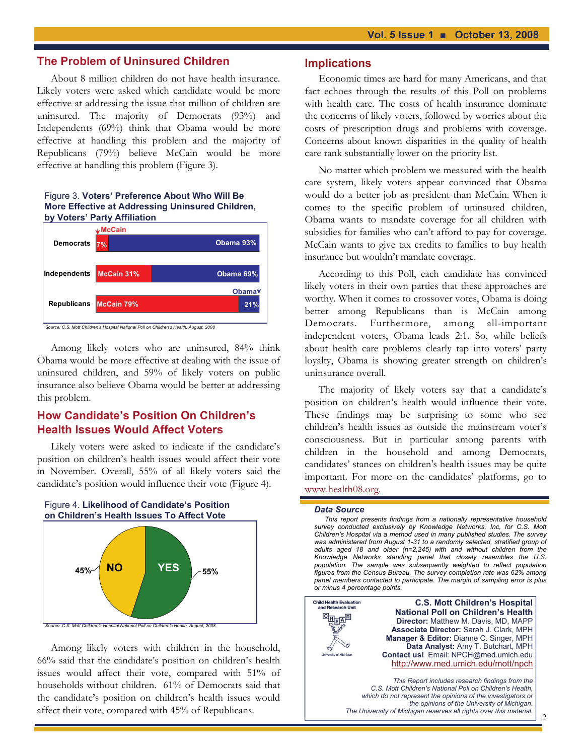## The Problem of Uninsured Children

About 8 million children do not have health insurance. Likely voters were asked which candidate would be more effective at addressing the issue that million of children are uninsured. The majority of Democrats (93%) and Independents (69%) think that Obama would be more effective at handling this problem and the majority of Republicans (79%) believe McCain would be more effective at handling this problem (Figure 3).

Figure 3. **Voters' Preference About Who Will Be More Effective at Addressing Uninsured Children, by Voters' Party Affiliation**

McCain

Democrats 7% Obama 93%

Independents McCain 31% Obama 69%

Obama

Republicans McCain 79% 21%

Source: C.S. Mott Children's Hospital National Poll on Children's Health, August, 2008

Among likely voters who are uninsured, 84% think Obama would be more effective at dealing with the issue of uninsured children, and 59% of likely voters on public insurance also believe Obama would be better at addressing this problem.

## How Candidate's Position On Children's Health Issues Would Affect Voters

Likely voters were asked to indicate if the candidate's position on children's health issues would affect their vote in November. Overall, 55% of all likely voters said the candidate's position would influence their vote (Figure 4).

Figure 4. **Likelihood of Candidate's Position on Children's Health Issues To Affect Vote**

45% NO

YES 55%

Source: C.S. Mott Children's Hospital National Poll on Children's Health, August, 2008

Among likely voters with children in the household, 66% said that the candidate's position on children's health issues would affect their vote, compared with 51% of households without children. 61% of Democrats said that the candidate's position on children's health issues would affect their vote, compared with 45% of Republicans.

## Implications

Economic times are hard for many Americans, and that fact echoes through the results of this Poll on problems with health care. The costs of health insurance dominate the concerns of likely voters, followed by worries about the costs of prescription drugs and problems with coverage. Concerns about known disparities in the quality of health care rank substantially lower on the priority list.

No matter which problem we measured with the health care system, likely voters appear convinced that Obama would do a better job as president than McCain. When it comes to the specific problem of uninsured children, Obama wants to mandate coverage for all children with subsidies for families who can't afford to pay for coverage. McCain wants to give tax credits to families to buy health insurance but wouldn't mandate coverage.

According to this Poll, each candidate has convinced likely voters in their own parties that these approaches are worthy. When it comes to crossover votes, Obama is doing better among Republicans than is McCain among Democrats. Furthermore, among all-important independent voters, Obama leads 2:1. So, while beliefs about health care problems clearly tap into voters' party loyalty, Obama is showing greater strength on children's uninsurance overall.

The majority of likely voters say that a candidate's position on children's health would influence their vote. These findings may be surprising to some who see children's health issues as outside the mainstream voter's consciousness. But in particular among parents with children in the household and among Democrats, candidates' stances on children's health issues may be quite important. For more on the candidates' platforms, go to www.health08.org.

### Data Source

*This report presents findings from a nationally representative household survey conducted exclusively by Knowledge Networks, Inc, for C.S. Mott Children's Hospital via a method used in many published studies. The survey was administered from August 1-31 to a randomly selected, stratified group of adults aged 18 and older (n=2,245) with and without children from the Knowledge Networks standing panel that closely resembles the U.S. population. The sample was subsequently weighted to reflect population figures from the Census Bureau. The survey completion rate was 62% among panel members contacted to participate. The margin of sampling error is plus or minus 4 percentage points.*

Child Health Evaluation and Research Unit

University of Michigan

**C.S. Mott Children's Hospital**
**National Poll on Children's Health**
**Director:** Matthew M. Davis, MD, MAPP
**Associate Director:** Sarah J. Clark, MPH
**Manager & Editor:** Dianne C. Singer, MPH
**Data Analyst:** Amy T. Butchart, MPH
**Contact us!** Email: NPCH@med.umich.edu
http://www.med.umich.edu/mott/npch

*This Report includes research findings from the C.S. Mott Children's National Poll on Children's Health, which do not represent the opinions of the investigators or the opinions of the University of Michigan. The University of Michigan reserves all rights over this material.*